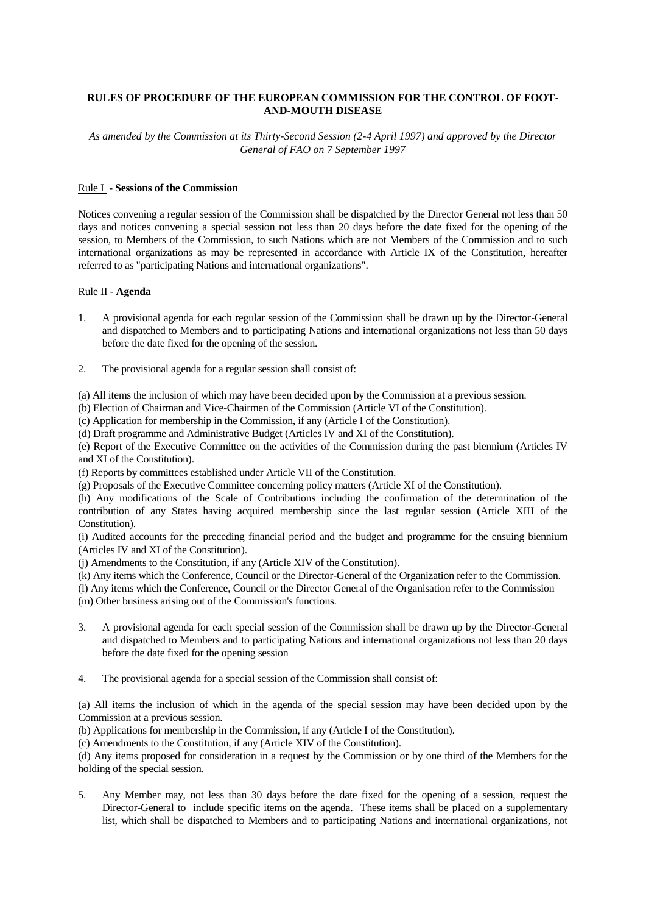**RULES OF PROCEDURE OF THE EUROPEAN COMMISSION FOR THE CONTROL OF FOOT-AND-MOUTH DISEASE**

*As amended by the Commission at its Thirty-Second Session (2-4 April 1997) and approved by the Director General of FAO on 7 September 1997*

Rule I - **Sessions of the Commission**

Notices convening a regular session of the Commission shall be dispatched by the Director General not less than 50 days and notices convening a special session not less than 20 days before the date fixed for the opening of the session, to Members of the Commission, to such Nations which are not Members of the Commission and to such international organizations as may be represented in accordance with Article IX of the Constitution, hereafter referred to as "participating Nations and international organizations".

Rule II - **Agenda**

1. A provisional agenda for each regular session of the Commission shall be drawn up by the Director-General and dispatched to Members and to participating Nations and international organizations not less than 50 days before the date fixed for the opening of the session.

2. The provisional agenda for a regular session shall consist of:

(a) All items the inclusion of which may have been decided upon by the Commission at a previous session.
(b) Election of Chairman and Vice-Chairmen of the Commission (Article VI of the Constitution).
(c) Application for membership in the Commission, if any (Article I of the Constitution).
(d) Draft programme and Administrative Budget (Articles IV and XI of the Constitution).
(e) Report of the Executive Committee on the activities of the Commission during the past biennium (Articles IV and XI of the Constitution).
(f) Reports by committees established under Article VII of the Constitution.
(g) Proposals of the Executive Committee concerning policy matters (Article XI of the Constitution).
(h) Any modifications of the Scale of Contributions including the confirmation of the determination of the contribution of any States having acquired membership since the last regular session (Article XIII of the Constitution).
(i) Audited accounts for the preceding financial period and the budget and programme for the ensuing biennium (Articles IV and XI of the Constitution).
(j) Amendments to the Constitution, if any (Article XIV of the Constitution).
(k) Any items which the Conference, Council or the Director-General of the Organization refer to the Commission.
(l) Any items which the Conference, Council or the Director General of the Organisation refer to the Commission
(m) Other business arising out of the Commission's functions.

3. A provisional agenda for each special session of the Commission shall be drawn up by the Director-General and dispatched to Members and to participating Nations and international organizations not less than 20 days before the date fixed for the opening session

4. The provisional agenda for a special session of the Commission shall consist of:

(a) All items the inclusion of which in the agenda of the special session may have been decided upon by the Commission at a previous session.
(b) Applications for membership in the Commission, if any (Article I of the Constitution).
(c) Amendments to the Constitution, if any (Article XIV of the Constitution).
(d) Any items proposed for consideration in a request by the Commission or by one third of the Members for the holding of the special session.

5. Any Member may, not less than 30 days before the date fixed for the opening of a session, request the Director-General to include specific items on the agenda. These items shall be placed on a supplementary list, which shall be dispatched to Members and to participating Nations and international organizations, not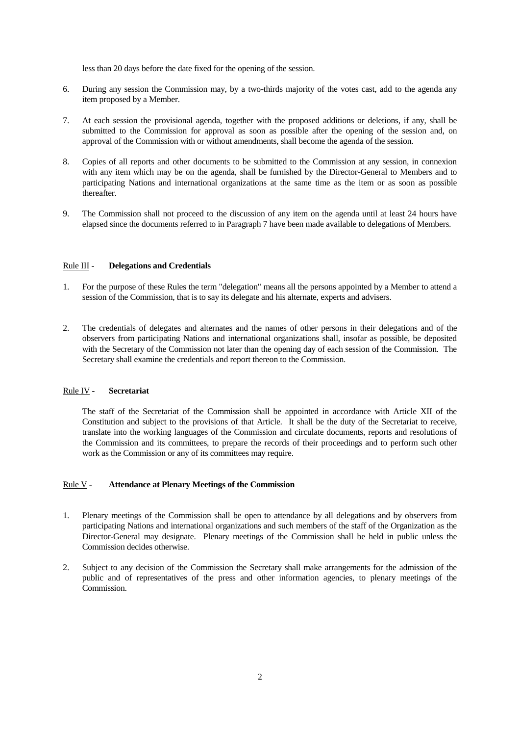less than 20 days before the date fixed for the opening of the session.

6. During any session the Commission may, by a two-thirds majority of the votes cast, add to the agenda any item proposed by a Member.

7. At each session the provisional agenda, together with the proposed additions or deletions, if any, shall be submitted to the Commission for approval as soon as possible after the opening of the session and, on approval of the Commission with or without amendments, shall become the agenda of the session.

8. Copies of all reports and other documents to be submitted to the Commission at any session, in connexion with any item which may be on the agenda, shall be furnished by the Director-General to Members and to participating Nations and international organizations at the same time as the item or as soon as possible thereafter.

9. The Commission shall not proceed to the discussion of any item on the agenda until at least 24 hours have elapsed since the documents referred to in Paragraph 7 have been made available to delegations of Members.

## Rule III - **Delegations and Credentials**

1. For the purpose of these Rules the term "delegation" means all the persons appointed by a Member to attend a session of the Commission, that is to say its delegate and his alternate, experts and advisers.

2. The credentials of delegates and alternates and the names of other persons in their delegations and of the observers from participating Nations and international organizations shall, insofar as possible, be deposited with the Secretary of the Commission not later than the opening day of each session of the Commission. The Secretary shall examine the credentials and report thereon to the Commission.

## Rule IV - **Secretariat**

The staff of the Secretariat of the Commission shall be appointed in accordance with Article XII of the Constitution and subject to the provisions of that Article. It shall be the duty of the Secretariat to receive, translate into the working languages of the Commission and circulate documents, reports and resolutions of the Commission and its committees, to prepare the records of their proceedings and to perform such other work as the Commission or any of its committees may require.

## Rule V - **Attendance at Plenary Meetings of the Commission**

1. Plenary meetings of the Commission shall be open to attendance by all delegations and by observers from participating Nations and international organizations and such members of the staff of the Organization as the Director-General may designate. Plenary meetings of the Commission shall be held in public unless the Commission decides otherwise.

2. Subject to any decision of the Commission the Secretary shall make arrangements for the admission of the public and of representatives of the press and other information agencies, to plenary meetings of the Commission.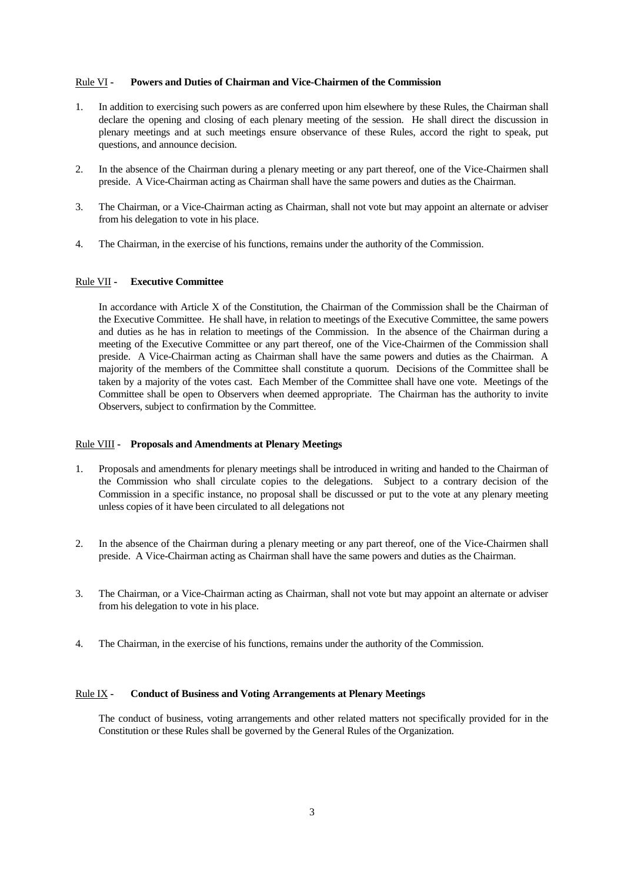Rule VI - **Powers and Duties of Chairman and Vice-Chairmen of the Commission**

1. In addition to exercising such powers as are conferred upon him elsewhere by these Rules, the Chairman shall declare the opening and closing of each plenary meeting of the session. He shall direct the discussion in plenary meetings and at such meetings ensure observance of these Rules, accord the right to speak, put questions, and announce decision.

2. In the absence of the Chairman during a plenary meeting or any part thereof, one of the Vice-Chairmen shall preside. A Vice-Chairman acting as Chairman shall have the same powers and duties as the Chairman.

3. The Chairman, or a Vice-Chairman acting as Chairman, shall not vote but may appoint an alternate or adviser from his delegation to vote in his place.

4. The Chairman, in the exercise of his functions, remains under the authority of the Commission.

Rule VII - **Executive Committee**

In accordance with Article X of the Constitution, the Chairman of the Commission shall be the Chairman of the Executive Committee. He shall have, in relation to meetings of the Executive Committee, the same powers and duties as he has in relation to meetings of the Commission. In the absence of the Chairman during a meeting of the Executive Committee or any part thereof, one of the Vice-Chairmen of the Commission shall preside. A Vice-Chairman acting as Chairman shall have the same powers and duties as the Chairman. A majority of the members of the Committee shall constitute a quorum. Decisions of the Committee shall be taken by a majority of the votes cast. Each Member of the Committee shall have one vote. Meetings of the Committee shall be open to Observers when deemed appropriate. The Chairman has the authority to invite Observers, subject to confirmation by the Committee.

Rule VIII - **Proposals and Amendments at Plenary Meetings**

1. Proposals and amendments for plenary meetings shall be introduced in writing and handed to the Chairman of the Commission who shall circulate copies to the delegations. Subject to a contrary decision of the Commission in a specific instance, no proposal shall be discussed or put to the vote at any plenary meeting unless copies of it have been circulated to all delegations not

2. In the absence of the Chairman during a plenary meeting or any part thereof, one of the Vice-Chairmen shall preside. A Vice-Chairman acting as Chairman shall have the same powers and duties as the Chairman.

3. The Chairman, or a Vice-Chairman acting as Chairman, shall not vote but may appoint an alternate or adviser from his delegation to vote in his place.

4. The Chairman, in the exercise of his functions, remains under the authority of the Commission.

Rule IX - **Conduct of Business and Voting Arrangements at Plenary Meetings**

The conduct of business, voting arrangements and other related matters not specifically provided for in the Constitution or these Rules shall be governed by the General Rules of the Organization.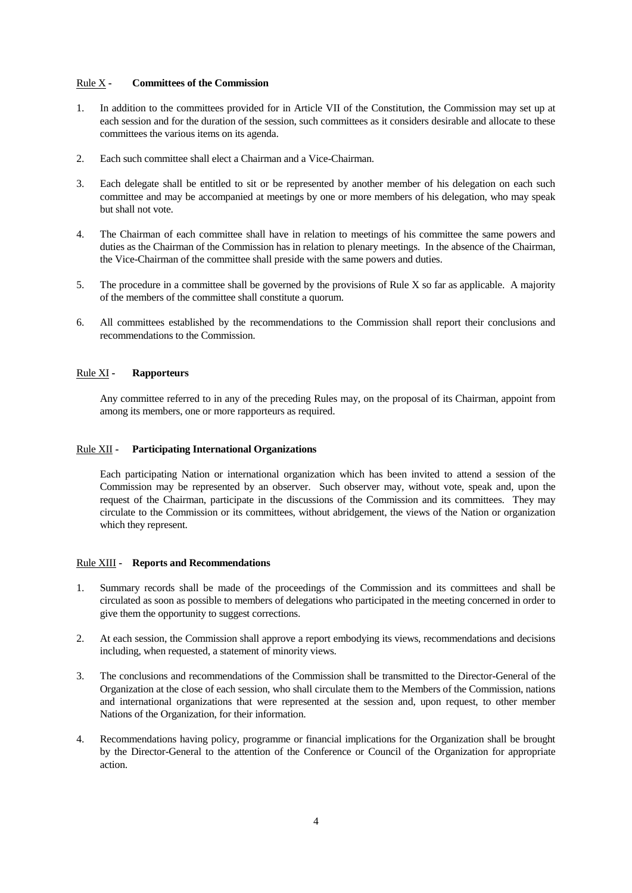Rule X - **Committees of the Commission**

1. In addition to the committees provided for in Article VII of the Constitution, the Commission may set up at each session and for the duration of the session, such committees as it considers desirable and allocate to these committees the various items on its agenda.

2. Each such committee shall elect a Chairman and a Vice-Chairman.

3. Each delegate shall be entitled to sit or be represented by another member of his delegation on each such committee and may be accompanied at meetings by one or more members of his delegation, who may speak but shall not vote.

4. The Chairman of each committee shall have in relation to meetings of his committee the same powers and duties as the Chairman of the Commission has in relation to plenary meetings. In the absence of the Chairman, the Vice-Chairman of the committee shall preside with the same powers and duties.

5. The procedure in a committee shall be governed by the provisions of Rule X so far as applicable. A majority of the members of the committee shall constitute a quorum.

6. All committees established by the recommendations to the Commission shall report their conclusions and recommendations to the Commission.

Rule XI - **Rapporteurs**

Any committee referred to in any of the preceding Rules may, on the proposal of its Chairman, appoint from among its members, one or more rapporteurs as required.

Rule XII - **Participating International Organizations**

Each participating Nation or international organization which has been invited to attend a session of the Commission may be represented by an observer. Such observer may, without vote, speak and, upon the request of the Chairman, participate in the discussions of the Commission and its committees. They may circulate to the Commission or its committees, without abridgement, the views of the Nation or organization which they represent.

Rule XIII - **Reports and Recommendations**

1. Summary records shall be made of the proceedings of the Commission and its committees and shall be circulated as soon as possible to members of delegations who participated in the meeting concerned in order to give them the opportunity to suggest corrections.

2. At each session, the Commission shall approve a report embodying its views, recommendations and decisions including, when requested, a statement of minority views.

3. The conclusions and recommendations of the Commission shall be transmitted to the Director-General of the Organization at the close of each session, who shall circulate them to the Members of the Commission, nations and international organizations that were represented at the session and, upon request, to other member Nations of the Organization, for their information.

4. Recommendations having policy, programme or financial implications for the Organization shall be brought by the Director-General to the attention of the Conference or Council of the Organization for appropriate action.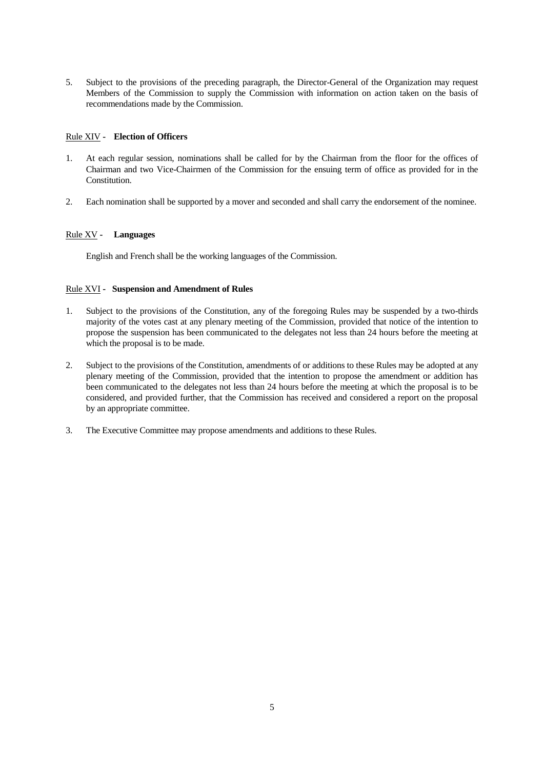5. Subject to the provisions of the preceding paragraph, the Director-General of the Organization may request Members of the Commission to supply the Commission with information on action taken on the basis of recommendations made by the Commission.

## Rule XIV - **Election of Officers**

1. At each regular session, nominations shall be called for by the Chairman from the floor for the offices of Chairman and two Vice-Chairmen of the Commission for the ensuing term of office as provided for in the Constitution.

2. Each nomination shall be supported by a mover and seconded and shall carry the endorsement of the nominee.

## Rule XV - **Languages**

English and French shall be the working languages of the Commission.

## Rule XVI - **Suspension and Amendment of Rules**

1. Subject to the provisions of the Constitution, any of the foregoing Rules may be suspended by a two-thirds majority of the votes cast at any plenary meeting of the Commission, provided that notice of the intention to propose the suspension has been communicated to the delegates not less than 24 hours before the meeting at which the proposal is to be made.

2. Subject to the provisions of the Constitution, amendments of or additions to these Rules may be adopted at any plenary meeting of the Commission, provided that the intention to propose the amendment or addition has been communicated to the delegates not less than 24 hours before the meeting at which the proposal is to be considered, and provided further, that the Commission has received and considered a report on the proposal by an appropriate committee.

3. The Executive Committee may propose amendments and additions to these Rules.